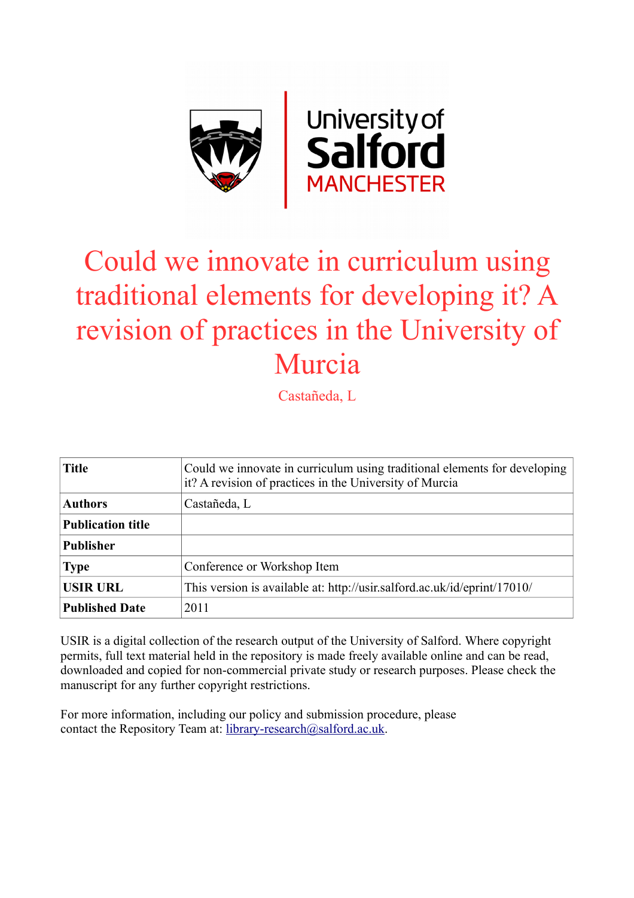# Could we innovate in curriculum using traditional elements for developing it? A revision of practices in the University of Murcia

Castañeda, L

| **Title** | Could we innovate in curriculum using traditional elements for developing it? A revision of practices in the University of Murcia |
|---|---|
| **Authors** | Castañeda, L |
| **Publication title** | |
| **Publisher** | |
| **Type** | Conference or Workshop Item |
| **USIR URL** | This version is available at: http://usir.salford.ac.uk/id/eprint/17010/ |
| **Published Date** | 2011 |

USIR is a digital collection of the research output of the University of Salford. Where copyright permits, full text material held in the repository is made freely available online and can be read, downloaded and copied for non-commercial private study or research purposes. Please check the manuscript for any further copyright restrictions.

For more information, including our policy and submission procedure, please contact the Repository Team at: library-research@salford.ac.uk.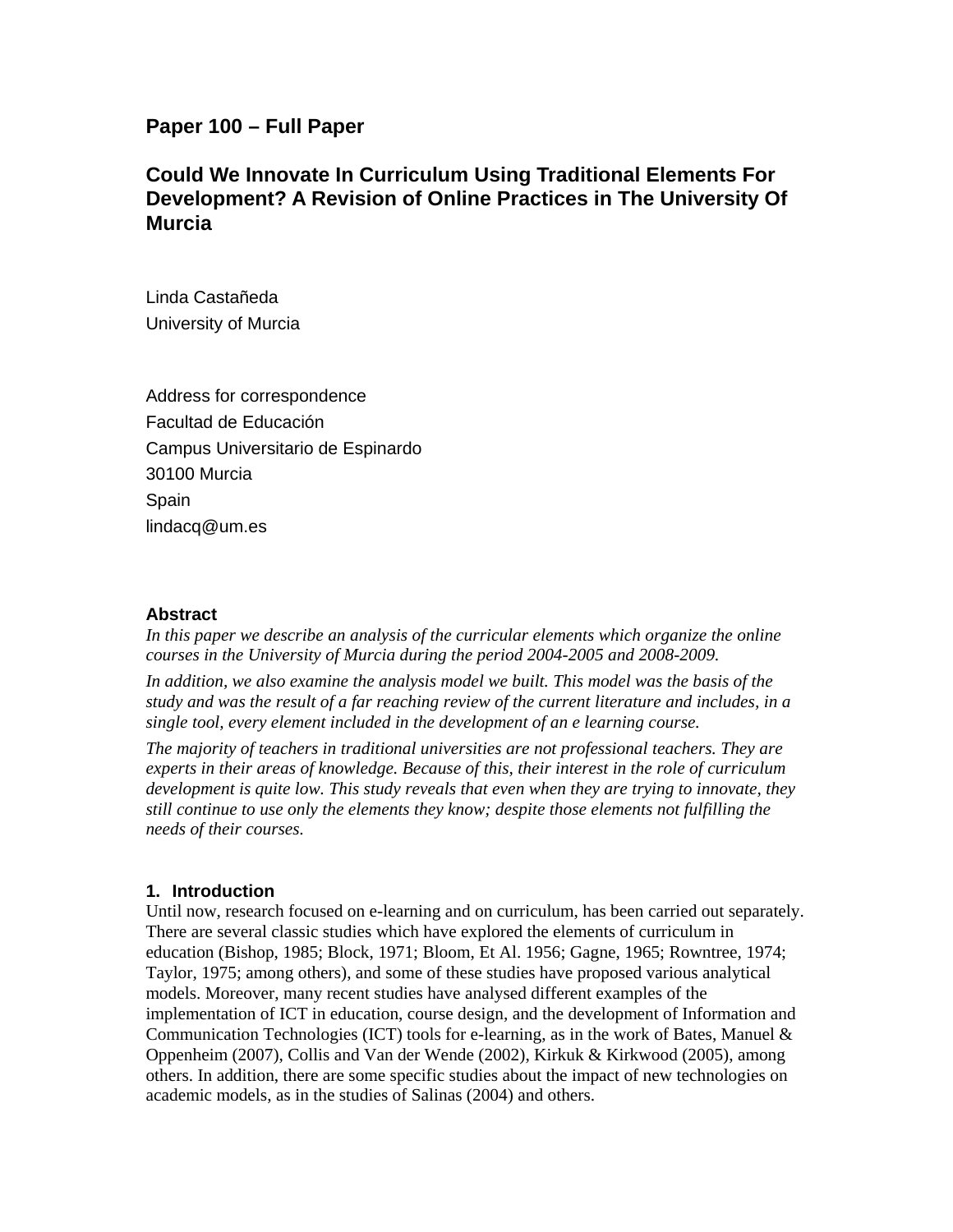**Paper 100 – Full Paper**

# Could We Innovate In Curriculum Using Traditional Elements For Development? A Revision of Online Practices in The University Of Murcia

Linda Castañeda
University of Murcia

Address for correspondence
Facultad de Educación
Campus Universitario de Espinardo
30100 Murcia
Spain
lindacq@um.es

## Abstract

*In this paper we describe an analysis of the curricular elements which organize the online courses in the University of Murcia during the period 2004-2005 and 2008-2009.*

*In addition, we also examine the analysis model we built. This model was the basis of the study and was the result of a far reaching review of the current literature and includes, in a single tool, every element included in the development of an e learning course.*

*The majority of teachers in traditional universities are not professional teachers. They are experts in their areas of knowledge. Because of this, their interest in the role of curriculum development is quite low. This study reveals that even when they are trying to innovate, they still continue to use only the elements they know; despite those elements not fulfilling the needs of their courses.*

## 1. Introduction

Until now, research focused on e-learning and on curriculum, has been carried out separately. There are several classic studies which have explored the elements of curriculum in education (Bishop, 1985; Block, 1971; Bloom, Et Al. 1956; Gagne, 1965; Rowntree, 1974; Taylor, 1975; among others), and some of these studies have proposed various analytical models. Moreover, many recent studies have analysed different examples of the implementation of ICT in education, course design, and the development of Information and Communication Technologies (ICT) tools for e-learning, as in the work of Bates, Manuel & Oppenheim (2007), Collis and Van der Wende (2002), Kirkuk & Kirkwood (2005), among others. In addition, there are some specific studies about the impact of new technologies on academic models, as in the studies of Salinas (2004) and others.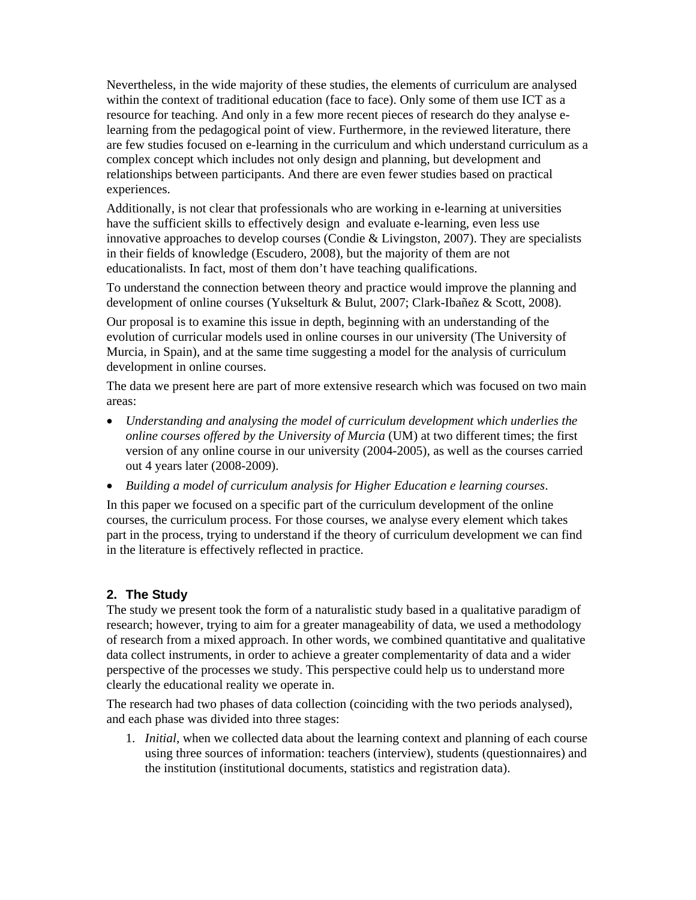Nevertheless, in the wide majority of these studies, the elements of curriculum are analysed within the context of traditional education (face to face). Only some of them use ICT as a resource for teaching. And only in a few more recent pieces of research do they analyse e-learning from the pedagogical point of view. Furthermore, in the reviewed literature, there are few studies focused on e-learning in the curriculum and which understand curriculum as a complex concept which includes not only design and planning, but development and relationships between participants. And there are even fewer studies based on practical experiences.

Additionally, is not clear that professionals who are working in e-learning at universities have the sufficient skills to effectively design and evaluate e-learning, even less use innovative approaches to develop courses (Condie & Livingston, 2007). They are specialists in their fields of knowledge (Escudero, 2008), but the majority of them are not educationalists. In fact, most of them don't have teaching qualifications.

To understand the connection between theory and practice would improve the planning and development of online courses (Yukselturk & Bulut, 2007; Clark-Ibañez & Scott, 2008).

Our proposal is to examine this issue in depth, beginning with an understanding of the evolution of curricular models used in online courses in our university (The University of Murcia, in Spain), and at the same time suggesting a model for the analysis of curriculum development in online courses.

The data we present here are part of more extensive research which was focused on two main areas:

- *Understanding and analysing the model of curriculum development which underlies the online courses offered by the University of Murcia* (UM) at two different times; the first version of any online course in our university (2004-2005), as well as the courses carried out 4 years later (2008-2009).
- *Building a model of curriculum analysis for Higher Education e learning courses*.

In this paper we focused on a specific part of the curriculum development of the online courses, the curriculum process. For those courses, we analyse every element which takes part in the process, trying to understand if the theory of curriculum development we can find in the literature is effectively reflected in practice.

## 2. The Study

The study we present took the form of a naturalistic study based in a qualitative paradigm of research; however, trying to aim for a greater manageability of data, we used a methodology of research from a mixed approach. In other words, we combined quantitative and qualitative data collect instruments, in order to achieve a greater complementarity of data and a wider perspective of the processes we study. This perspective could help us to understand more clearly the educational reality we operate in.

The research had two phases of data collection (coinciding with the two periods analysed), and each phase was divided into three stages:

1. *Initial*, when we collected data about the learning context and planning of each course using three sources of information: teachers (interview), students (questionnaires) and the institution (institutional documents, statistics and registration data).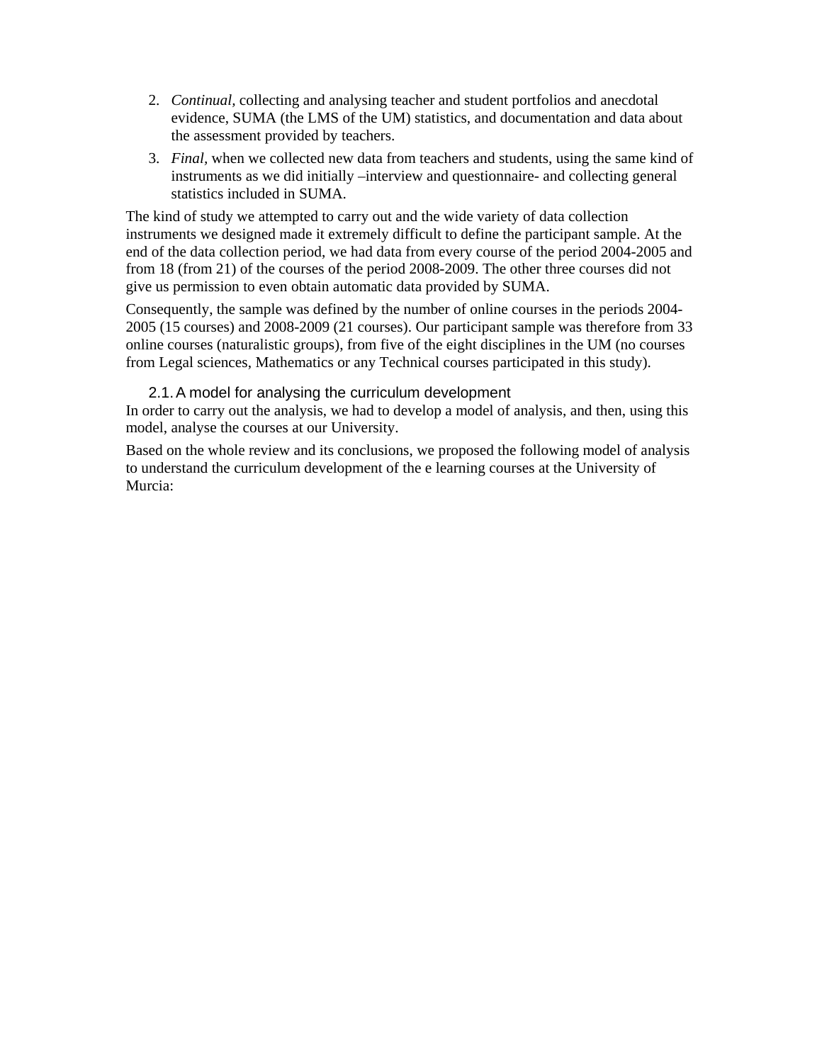2. *Continual,* collecting and analysing teacher and student portfolios and anecdotal evidence, SUMA (the LMS of the UM) statistics, and documentation and data about the assessment provided by teachers.
3. *Final*, when we collected new data from teachers and students, using the same kind of instruments as we did initially –interview and questionnaire- and collecting general statistics included in SUMA.

The kind of study we attempted to carry out and the wide variety of data collection instruments we designed made it extremely difficult to define the participant sample. At the end of the data collection period, we had data from every course of the period 2004-2005 and from 18 (from 21) of the courses of the period 2008-2009. The other three courses did not give us permission to even obtain automatic data provided by SUMA.

Consequently, the sample was defined by the number of online courses in the periods 2004-2005 (15 courses) and 2008-2009 (21 courses). Our participant sample was therefore from 33 online courses (naturalistic groups), from five of the eight disciplines in the UM (no courses from Legal sciences, Mathematics or any Technical courses participated in this study).

## 2.1. A model for analysing the curriculum development

In order to carry out the analysis, we had to develop a model of analysis, and then, using this model, analyse the courses at our University.

Based on the whole review and its conclusions, we proposed the following model of analysis to understand the curriculum development of the e learning courses at the University of Murcia: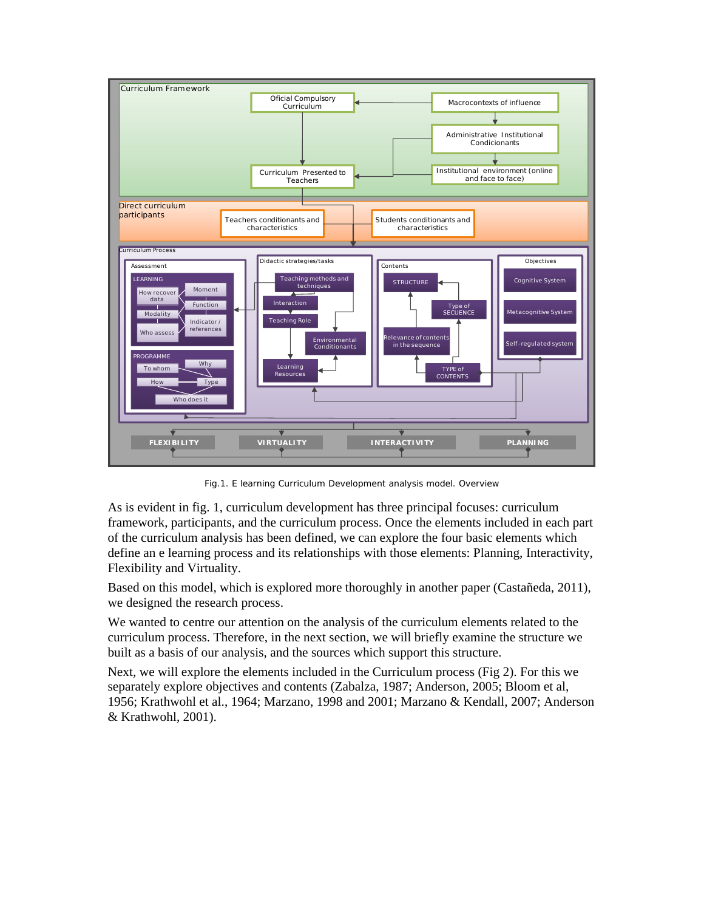Fig.1. E learning Curriculum Development analysis model. Overview

As is evident in fig. 1, curriculum development has three principal focuses: curriculum framework, participants, and the curriculum process. Once the elements included in each part of the curriculum analysis has been defined, we can explore the four basic elements which define an e learning process and its relationships with those elements: Planning, Interactivity, Flexibility and Virtuality.

Based on this model, which is explored more thoroughly in another paper (Castañeda, 2011), we designed the research process.

We wanted to centre our attention on the analysis of the curriculum elements related to the curriculum process. Therefore, in the next section, we will briefly examine the structure we built as a basis of our analysis, and the sources which support this structure.

Next, we will explore the elements included in the Curriculum process (Fig 2). For this we separately explore objectives and contents (Zabalza, 1987; Anderson, 2005; Bloom et al, 1956; Krathwohl et al., 1964; Marzano, 1998 and 2001; Marzano & Kendall, 2007; Anderson & Krathwohl, 2001).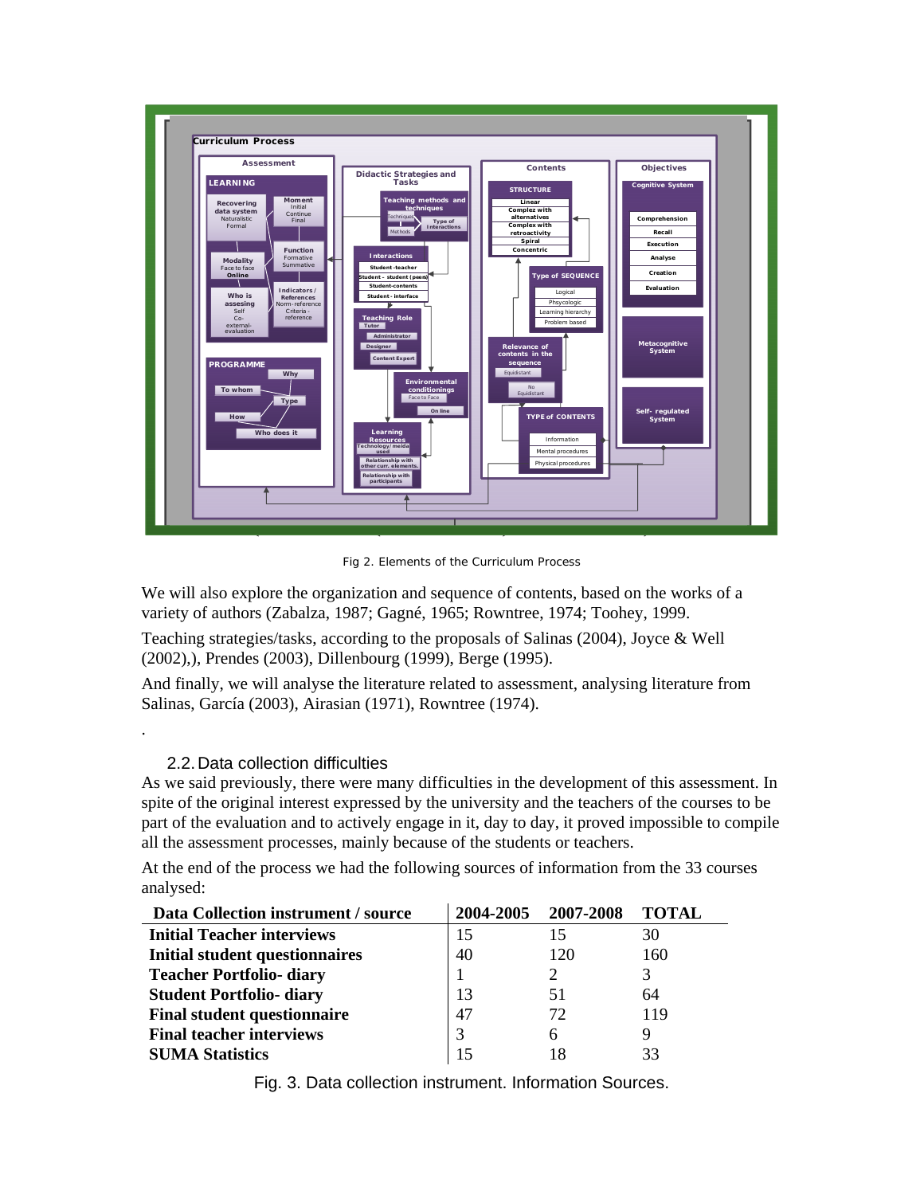Fig 2. Elements of the Curriculum Process

We will also explore the organization and sequence of contents, based on the works of a variety of authors (Zabalza, 1987; Gagné, 1965; Rowntree, 1974; Toohey, 1999.

Teaching strategies/tasks, according to the proposals of Salinas (2004), Joyce & Well (2002),), Prendes (2003), Dillenbourg (1999), Berge (1995).

And finally, we will analyse the literature related to assessment, analysing literature from Salinas, García (2003), Airasian (1971), Rowntree (1974).

.

### 2.2. Data collection difficulties

As we said previously, there were many difficulties in the development of this assessment. In spite of the original interest expressed by the university and the teachers of the courses to be part of the evaluation and to actively engage in it, day to day, it proved impossible to compile all the assessment processes, mainly because of the students or teachers.

At the end of the process we had the following sources of information from the 33 courses analysed:

| Data Collection instrument / source | 2004-2005 | 2007-2008 | TOTAL |
|---|---|---|---|
| **Initial Teacher interviews** | 15 | 15 | 30 |
| **Initial student questionnaires** | 40 | 120 | 160 |
| **Teacher Portfolio- diary** | 1 | 2 | 3 |
| **Student Portfolio- diary** | 13 | 51 | 64 |
| **Final student questionnaire** | 47 | 72 | 119 |
| **Final teacher interviews** | 3 | 6 | 9 |
| **SUMA Statistics** | 15 | 18 | 33 |

Fig. 3. Data collection instrument. Information Sources.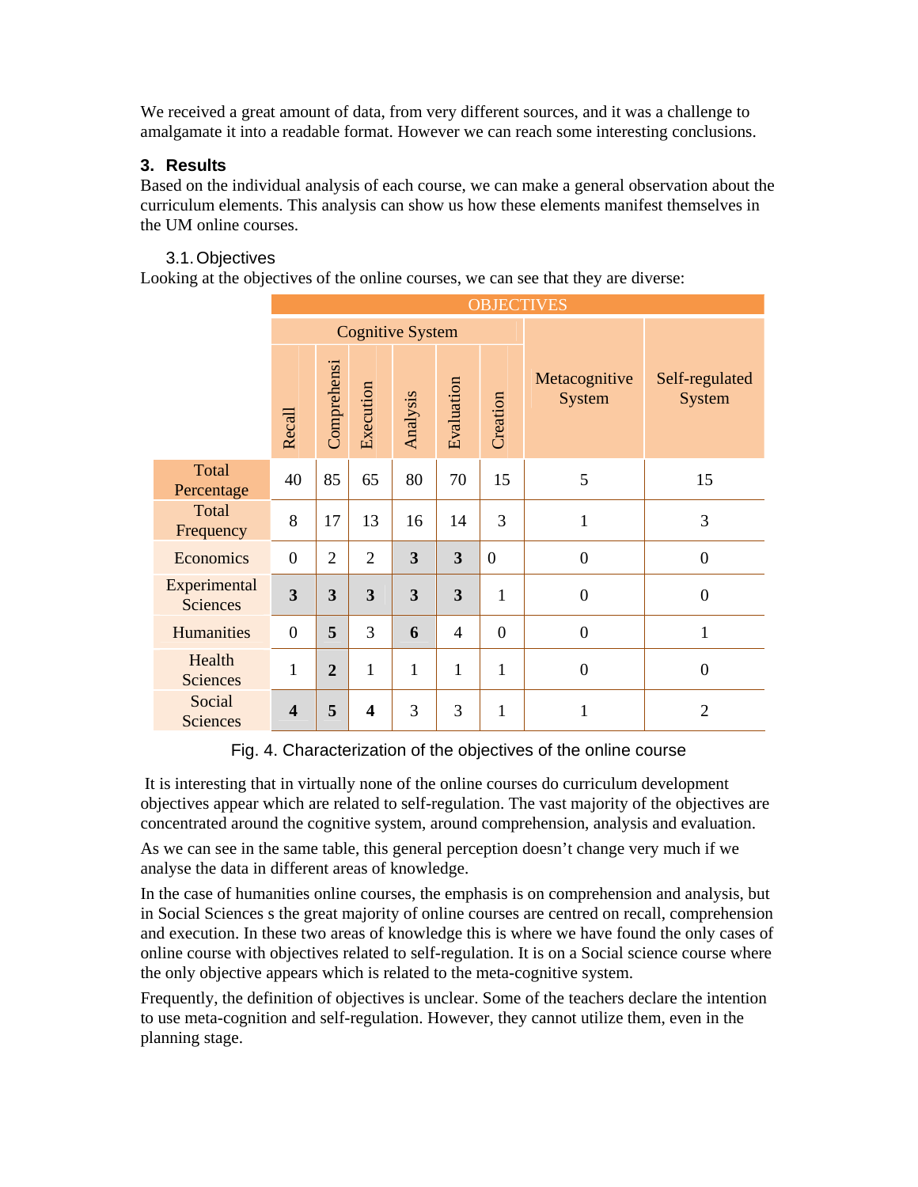We received a great amount of data, from very different sources, and it was a challenge to amalgamate it into a readable format. However we can reach some interesting conclusions.

## 3. Results

Based on the individual analysis of each course, we can make a general observation about the curriculum elements. This analysis can show us how these elements manifest themselves in the UM online courses.

### 3.1. Objectives

Looking at the objectives of the online courses, we can see that they are diverse:

| | OBJECTIVES | | | | | | | |
|---|---|---|---|---|---|---|---|---|
| | Cognitive System | | | | | | Metacognitive System | Self-regulated System |
| | Recall | Comprehensi | Execution | Analysis | Evaluation | Creation | | |
| Total Percentage | 40 | 85 | 65 | 80 | 70 | 15 | 5 | 15 |
| Total Frequency | 8 | 17 | 13 | 16 | 14 | 3 | 1 | 3 |
| Economics | 0 | 2 | 2 | **3** | **3** | 0 | 0 | 0 |
| Experimental Sciences | **3** | **3** | **3** | **3** | **3** | 1 | 0 | 0 |
| Humanities | 0 | **5** | 3 | **6** | 4 | 0 | 0 | 1 |
| Health Sciences | 1 | **2** | 1 | 1 | 1 | 1 | 0 | 0 |
| Social Sciences | **4** | **5** | **4** | 3 | 3 | 1 | 1 | 2 |

Fig. 4. Characterization of the objectives of the online course

It is interesting that in virtually none of the online courses do curriculum development objectives appear which are related to self-regulation. The vast majority of the objectives are concentrated around the cognitive system, around comprehension, analysis and evaluation.

As we can see in the same table, this general perception doesn't change very much if we analyse the data in different areas of knowledge.

In the case of humanities online courses, the emphasis is on comprehension and analysis, but in Social Sciences s the great majority of online courses are centred on recall, comprehension and execution. In these two areas of knowledge this is where we have found the only cases of online course with objectives related to self-regulation. It is on a Social science course where the only objective appears which is related to the meta-cognitive system.

Frequently, the definition of objectives is unclear. Some of the teachers declare the intention to use meta-cognition and self-regulation. However, they cannot utilize them, even in the planning stage.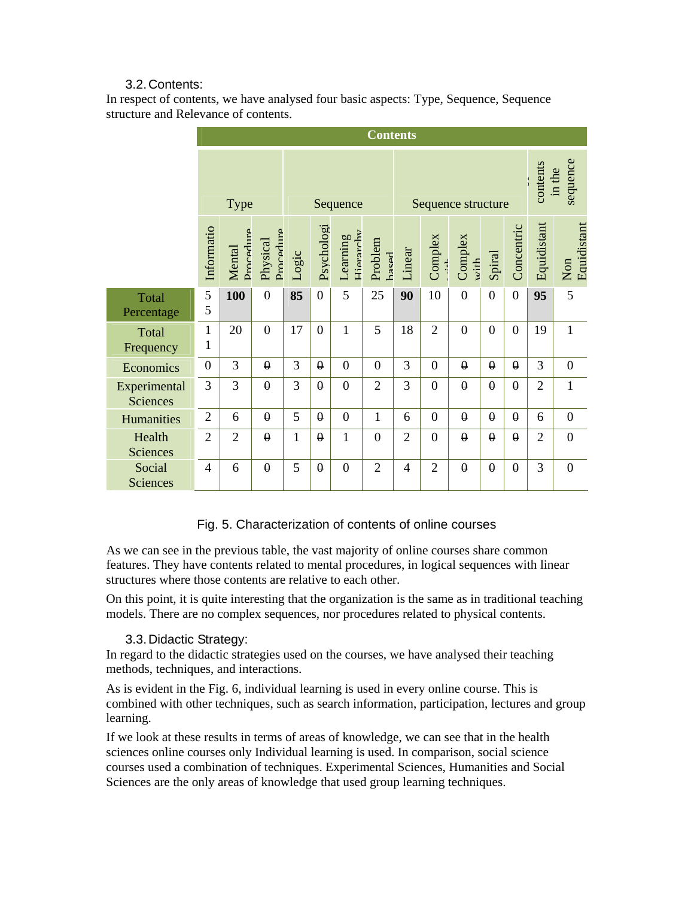### 3.2. Contents:

In respect of contents, we have analysed four basic aspects: Type, Sequence, Sequence structure and Relevance of contents.

| | Contents | | | | | | | | | | | | | |
|---|---|---|---|---|---|---|---|---|---|---|---|---|---|---|
| | Type | | | Sequence | | | | Sequence structure | | | | | contents in the sequence | |
| | Informatio | Mental Procedure | Physical Procedure | Logic | Psychologi | Learning Hierarchy | Problem based | Linear | Complex | Complex with | Spiral | Concentric | Equidistant | Non Equidistant |
| Total Percentage | 55 | **100** | 0 | **85** | 0 | 5 | 25 | **90** | 10 | 0 | 0 | 0 | **95** | 5 |
| Total Frequency | 11 | 20 | 0 | 17 | 0 | 1 | 5 | 18 | 2 | 0 | 0 | 0 | 19 | 1 |
| Economics | 0 | 3 | 0 | 3 | 0 | 0 | 0 | 3 | 0 | 0 | 0 | 0 | 3 | 0 |
| Experimental Sciences | 3 | 3 | 0 | 3 | 0 | 0 | 2 | 3 | 0 | 0 | 0 | 0 | 2 | 1 |
| Humanities | 2 | 6 | 0 | 5 | 0 | 0 | 1 | 6 | 0 | 0 | 0 | 0 | 6 | 0 |
| Health Sciences | 2 | 2 | 0 | 1 | 0 | 1 | 0 | 2 | 0 | 0 | 0 | 0 | 2 | 0 |
| Social Sciences | 4 | 6 | 0 | 5 | 0 | 0 | 2 | 4 | 2 | 0 | 0 | 0 | 3 | 0 |

Fig. 5. Characterization of contents of online courses

As we can see in the previous table, the vast majority of online courses share common features. They have contents related to mental procedures, in logical sequences with linear structures where those contents are relative to each other.

On this point, it is quite interesting that the organization is the same as in traditional teaching models. There are no complex sequences, nor procedures related to physical contents.

### 3.3. Didactic Strategy:

In regard to the didactic strategies used on the courses, we have analysed their teaching methods, techniques, and interactions.

As is evident in the Fig. 6, individual learning is used in every online course. This is combined with other techniques, such as search information, participation, lectures and group learning.

If we look at these results in terms of areas of knowledge, we can see that in the health sciences online courses only Individual learning is used. In comparison, social science courses used a combination of techniques. Experimental Sciences, Humanities and Social Sciences are the only areas of knowledge that used group learning techniques.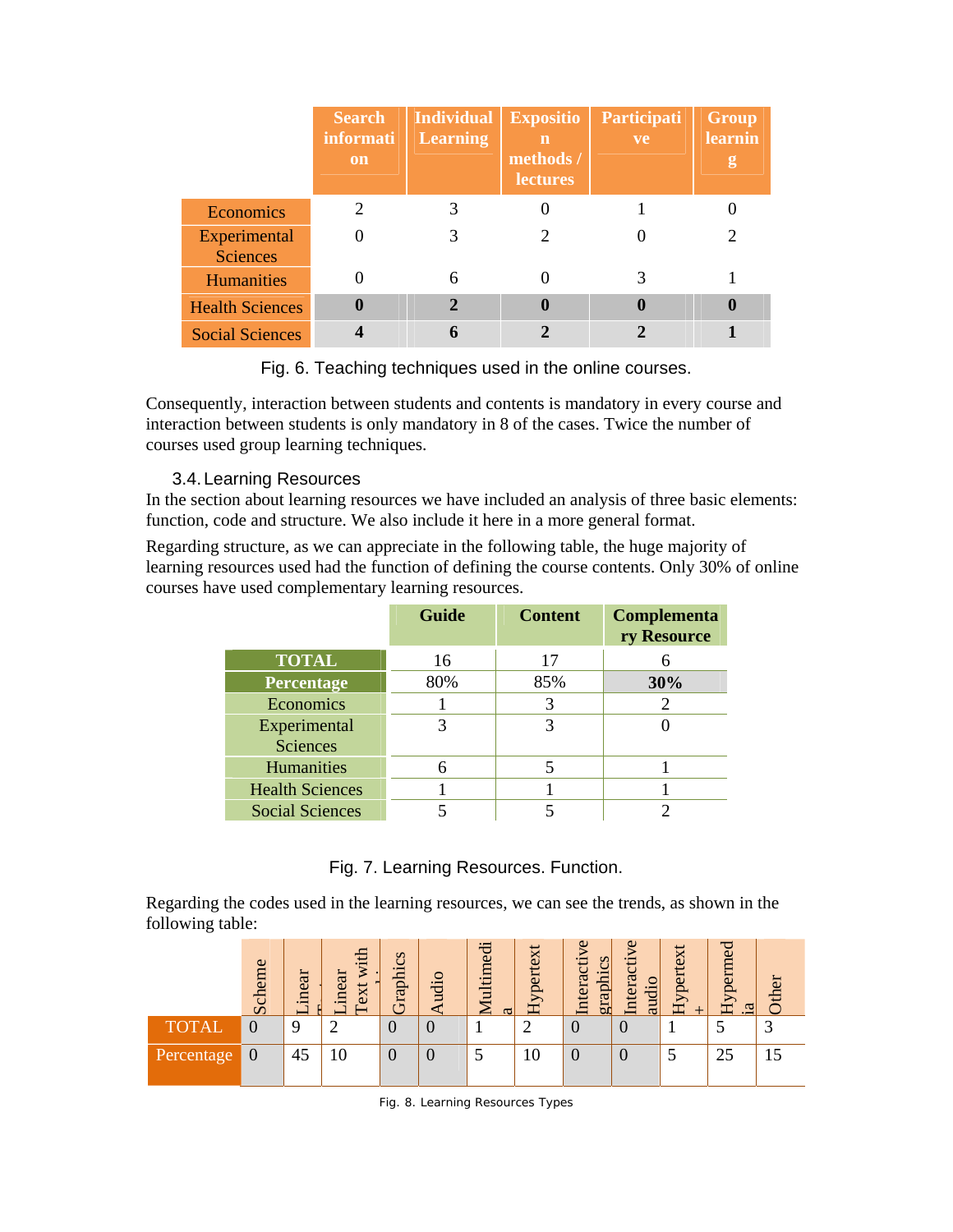| | Search information | Individual Learning | Exposition methods / lectures | Participative | Group learning |
|---|---|---|---|---|---|
| Economics | 2 | 3 | 0 | 1 | 0 |
| Experimental Sciences | 0 | 3 | 2 | 0 | 2 |
| Humanities | 0 | 6 | 0 | 3 | 1 |
| Health Sciences | **0** | **2** | **0** | **0** | **0** |
| Social Sciences | **4** | **6** | **2** | **2** | **1** |

Fig. 6. Teaching techniques used in the online courses.

Consequently, interaction between students and contents is mandatory in every course and interaction between students is only mandatory in 8 of the cases. Twice the number of courses used group learning techniques.

### 3.4. Learning Resources

In the section about learning resources we have included an analysis of three basic elements: function, code and structure. We also include it here in a more general format.

Regarding structure, as we can appreciate in the following table, the huge majority of learning resources used had the function of defining the course contents. Only 30% of online courses have used complementary learning resources.

| | Guide | Content | Complementary Resource |
|---|---|---|---|
| **TOTAL** | 16 | 17 | 6 |
| **Percentage** | 80% | 85% | **30%** |
| Economics | 1 | 3 | 2 |
| Experimental Sciences | 3 | 3 | 0 |
| Humanities | 6 | 5 | 1 |
| Health Sciences | 1 | 1 | 1 |
| Social Sciences | 5 | 5 | 2 |

Fig. 7. Learning Resources. Function.

Regarding the codes used in the learning resources, we can see the trends, as shown in the following table:

| | Scheme | Linear Text | Linear Text with graphics | Graphics | Audio | Multimedia | Hypertext | Interactive graphics | Interactive audio | Hypertext + | Hypermedia | Other |
|---|---|---|---|---|---|---|---|---|---|---|---|---|
| TOTAL | 0 | 9 | 2 | 0 | 0 | 1 | 2 | 0 | 0 | 1 | 5 | 3 |
| Percentage | 0 | 45 | 10 | 0 | 0 | 5 | 10 | 0 | 0 | 5 | 25 | 15 |

Fig. 8. Learning Resources Types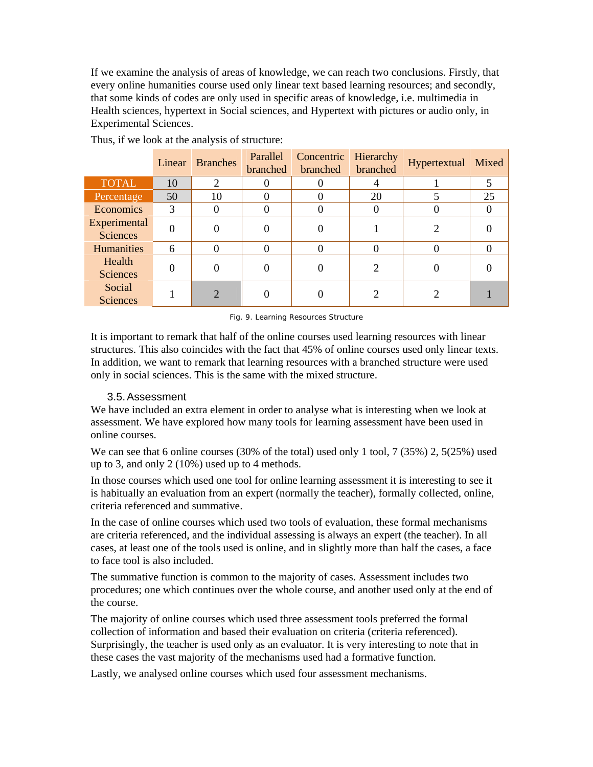If we examine the analysis of areas of knowledge, we can reach two conclusions. Firstly, that every online humanities course used only linear text based learning resources; and secondly, that some kinds of codes are only used in specific areas of knowledge, i.e. multimedia in Health sciences, hypertext in Social sciences, and Hypertext with pictures or audio only, in Experimental Sciences.

Thus, if we look at the analysis of structure:

| | Linear | Branches | Parallel branched | Concentric branched | Hierarchy branched | Hypertextual | Mixed |
|---|---|---|---|---|---|---|---|
| TOTAL | 10 | 2 | 0 | 0 | 4 | 1 | 5 |
| Percentage | 50 | 10 | 0 | 0 | 20 | 5 | 25 |
| Economics | 3 | 0 | 0 | 0 | 0 | 0 | 0 |
| Experimental Sciences | 0 | 0 | 0 | 0 | 1 | 2 | 0 |
| Humanities | 6 | 0 | 0 | 0 | 0 | 0 | 0 |
| Health Sciences | 0 | 0 | 0 | 0 | 2 | 0 | 0 |
| Social Sciences | 1 | 2 | 0 | 0 | 2 | 2 | 1 |

Fig. 9. Learning Resources Structure

It is important to remark that half of the online courses used learning resources with linear structures. This also coincides with the fact that 45% of online courses used only linear texts. In addition, we want to remark that learning resources with a branched structure were used only in social sciences. This is the same with the mixed structure.

### 3.5. Assessment

We have included an extra element in order to analyse what is interesting when we look at assessment. We have explored how many tools for learning assessment have been used in online courses.

We can see that 6 online courses (30% of the total) used only 1 tool, 7 (35%) 2, 5(25%) used up to 3, and only 2 (10%) used up to 4 methods.

In those courses which used one tool for online learning assessment it is interesting to see it is habitually an evaluation from an expert (normally the teacher), formally collected, online, criteria referenced and summative.

In the case of online courses which used two tools of evaluation, these formal mechanisms are criteria referenced, and the individual assessing is always an expert (the teacher). In all cases, at least one of the tools used is online, and in slightly more than half the cases, a face to face tool is also included.

The summative function is common to the majority of cases. Assessment includes two procedures; one which continues over the whole course, and another used only at the end of the course.

The majority of online courses which used three assessment tools preferred the formal collection of information and based their evaluation on criteria (criteria referenced). Surprisingly, the teacher is used only as an evaluator. It is very interesting to note that in these cases the vast majority of the mechanisms used had a formative function.

Lastly, we analysed online courses which used four assessment mechanisms.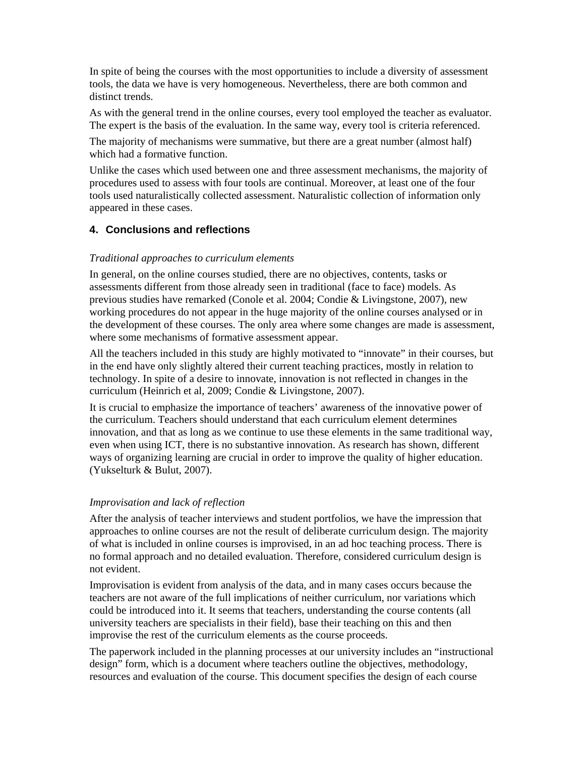In spite of being the courses with the most opportunities to include a diversity of assessment tools, the data we have is very homogeneous. Nevertheless, there are both common and distinct trends.

As with the general trend in the online courses, every tool employed the teacher as evaluator. The expert is the basis of the evaluation. In the same way, every tool is criteria referenced.

The majority of mechanisms were summative, but there are a great number (almost half) which had a formative function.

Unlike the cases which used between one and three assessment mechanisms, the majority of procedures used to assess with four tools are continual. Moreover, at least one of the four tools used naturalistically collected assessment. Naturalistic collection of information only appeared in these cases.

## 4. Conclusions and reflections

*Traditional approaches to curriculum elements*

In general, on the online courses studied, there are no objectives, contents, tasks or assessments different from those already seen in traditional (face to face) models. As previous studies have remarked (Conole et al. 2004; Condie & Livingstone, 2007), new working procedures do not appear in the huge majority of the online courses analysed or in the development of these courses. The only area where some changes are made is assessment, where some mechanisms of formative assessment appear.

All the teachers included in this study are highly motivated to "innovate" in their courses, but in the end have only slightly altered their current teaching practices, mostly in relation to technology. In spite of a desire to innovate, innovation is not reflected in changes in the curriculum (Heinrich et al, 2009; Condie & Livingstone, 2007).

It is crucial to emphasize the importance of teachers' awareness of the innovative power of the curriculum. Teachers should understand that each curriculum element determines innovation, and that as long as we continue to use these elements in the same traditional way, even when using ICT, there is no substantive innovation. As research has shown, different ways of organizing learning are crucial in order to improve the quality of higher education. (Yukselturk & Bulut, 2007).

*Improvisation and lack of reflection*

After the analysis of teacher interviews and student portfolios, we have the impression that approaches to online courses are not the result of deliberate curriculum design. The majority of what is included in online courses is improvised, in an ad hoc teaching process. There is no formal approach and no detailed evaluation. Therefore, considered curriculum design is not evident.

Improvisation is evident from analysis of the data, and in many cases occurs because the teachers are not aware of the full implications of neither curriculum, nor variations which could be introduced into it. It seems that teachers, understanding the course contents (all university teachers are specialists in their field), base their teaching on this and then improvise the rest of the curriculum elements as the course proceeds.

The paperwork included in the planning processes at our university includes an "instructional design" form, which is a document where teachers outline the objectives, methodology, resources and evaluation of the course. This document specifies the design of each course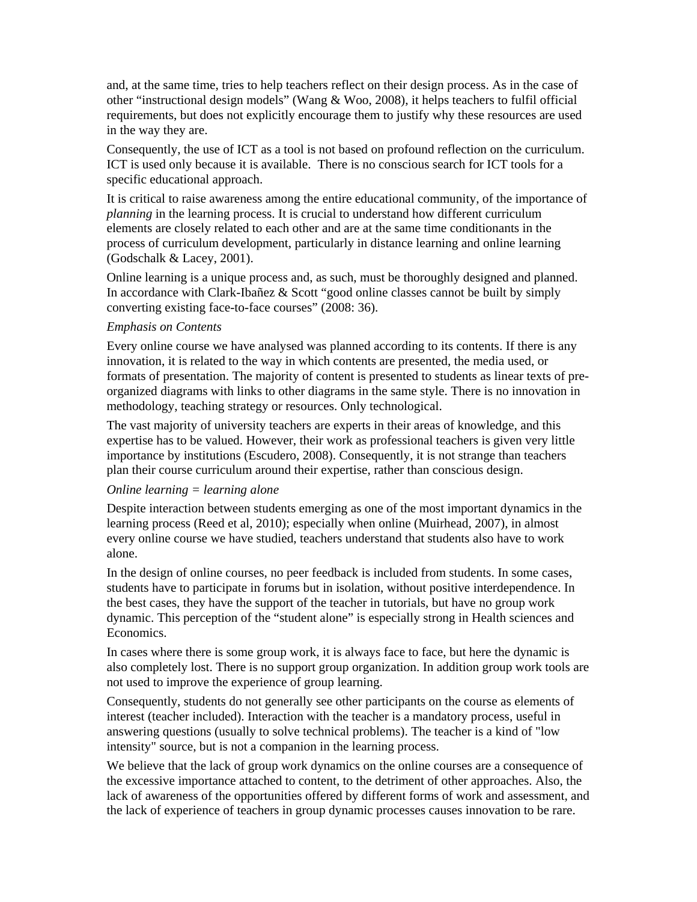and, at the same time, tries to help teachers reflect on their design process. As in the case of other "instructional design models" (Wang & Woo, 2008), it helps teachers to fulfil official requirements, but does not explicitly encourage them to justify why these resources are used in the way they are.

Consequently, the use of ICT as a tool is not based on profound reflection on the curriculum. ICT is used only because it is available.  There is no conscious search for ICT tools for a specific educational approach.

It is critical to raise awareness among the entire educational community, of the importance of *planning* in the learning process. It is crucial to understand how different curriculum elements are closely related to each other and are at the same time conditionants in the process of curriculum development, particularly in distance learning and online learning (Godschalk & Lacey, 2001).

Online learning is a unique process and, as such, must be thoroughly designed and planned. In accordance with Clark-Ibañez & Scott "good online classes cannot be built by simply converting existing face-to-face courses" (2008: 36).

*Emphasis on Contents*

Every online course we have analysed was planned according to its contents. If there is any innovation, it is related to the way in which contents are presented, the media used, or formats of presentation. The majority of content is presented to students as linear texts of pre-organized diagrams with links to other diagrams in the same style. There is no innovation in methodology, teaching strategy or resources. Only technological.

The vast majority of university teachers are experts in their areas of knowledge, and this expertise has to be valued. However, their work as professional teachers is given very little importance by institutions (Escudero, 2008). Consequently, it is not strange than teachers plan their course curriculum around their expertise, rather than conscious design.

*Online learning = learning alone*

Despite interaction between students emerging as one of the most important dynamics in the learning process (Reed et al, 2010); especially when online (Muirhead, 2007), in almost every online course we have studied, teachers understand that students also have to work alone.

In the design of online courses, no peer feedback is included from students. In some cases, students have to participate in forums but in isolation, without positive interdependence. In the best cases, they have the support of the teacher in tutorials, but have no group work dynamic. This perception of the "student alone" is especially strong in Health sciences and Economics.

In cases where there is some group work, it is always face to face, but here the dynamic is also completely lost. There is no support group organization. In addition group work tools are not used to improve the experience of group learning.

Consequently, students do not generally see other participants on the course as elements of interest (teacher included). Interaction with the teacher is a mandatory process, useful in answering questions (usually to solve technical problems). The teacher is a kind of "low intensity" source, but is not a companion in the learning process.

We believe that the lack of group work dynamics on the online courses are a consequence of the excessive importance attached to content, to the detriment of other approaches. Also, the lack of awareness of the opportunities offered by different forms of work and assessment, and the lack of experience of teachers in group dynamic processes causes innovation to be rare.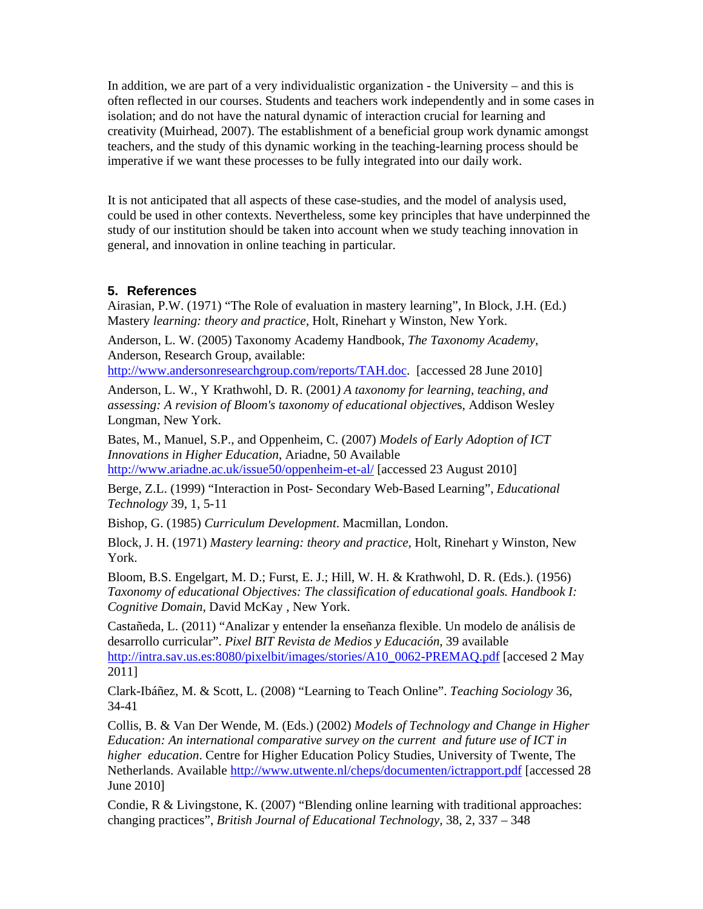In addition, we are part of a very individualistic organization - the University – and this is often reflected in our courses. Students and teachers work independently and in some cases in isolation; and do not have the natural dynamic of interaction crucial for learning and creativity (Muirhead, 2007). The establishment of a beneficial group work dynamic amongst teachers, and the study of this dynamic working in the teaching-learning process should be imperative if we want these processes to be fully integrated into our daily work.

It is not anticipated that all aspects of these case-studies, and the model of analysis used, could be used in other contexts. Nevertheless, some key principles that have underpinned the study of our institution should be taken into account when we study teaching innovation in general, and innovation in online teaching in particular.

## 5. References

Airasian, P.W. (1971) "The Role of evaluation in mastery learning", In Block, J.H. (Ed.) Mastery *learning: theory and practice*, Holt, Rinehart y Winston, New York.

Anderson, L. W. (2005) Taxonomy Academy Handbook, *The Taxonomy Academy*, Anderson, Research Group, available: http://www.andersonresearchgroup.com/reports/TAH.doc. [accessed 28 June 2010]

Anderson, L. W., Y Krathwohl, D. R. (2001*) A taxonomy for learning, teaching, and assessing: A revision of Bloom's taxonomy of educational objective*s, Addison Wesley Longman, New York.

Bates, M., Manuel, S.P., and Oppenheim, C. (2007) *Models of Early Adoption of ICT Innovations in Higher Education*, Ariadne, 50 Available http://www.ariadne.ac.uk/issue50/oppenheim-et-al/ [accessed 23 August 2010]

Berge, Z.L. (1999) "Interaction in Post- Secondary Web-Based Learning", *Educational Technology* 39, 1, 5-11

Bishop, G. (1985) *Curriculum Development*. Macmillan, London.

Block, J. H. (1971) *Mastery learning: theory and practice*, Holt, Rinehart y Winston, New York.

Bloom, B.S. Engelgart, M. D.; Furst, E. J.; Hill, W. H. & Krathwohl, D. R. (Eds.). (1956) *Taxonomy of educational Objectives: The classification of educational goals. Handbook I: Cognitive Domain*, David McKay , New York.

Castañeda, L. (2011) "Analizar y entender la enseñanza flexible. Un modelo de análisis de desarrollo curricular". *Pixel BIT Revista de Medios y Educación*, 39 available http://intra.sav.us.es:8080/pixelbit/images/stories/A10_0062-PREMAQ.pdf [accesed 2 May 2011]

Clark-Ibáñez, M. & Scott, L. (2008) "Learning to Teach Online". *Teaching Sociology* 36, 34-41

Collis, B. & Van Der Wende, M. (Eds.) (2002) *Models of Technology and Change in Higher Education: An international comparative survey on the current and future use of ICT in higher education*. Centre for Higher Education Policy Studies, University of Twente, The Netherlands. Available http://www.utwente.nl/cheps/documenten/ictrapport.pdf [accessed 28 June 2010]

Condie, R & Livingstone, K. (2007) "Blending online learning with traditional approaches: changing practices", *British Journal of Educational Technology*, 38, 2, 337 – 348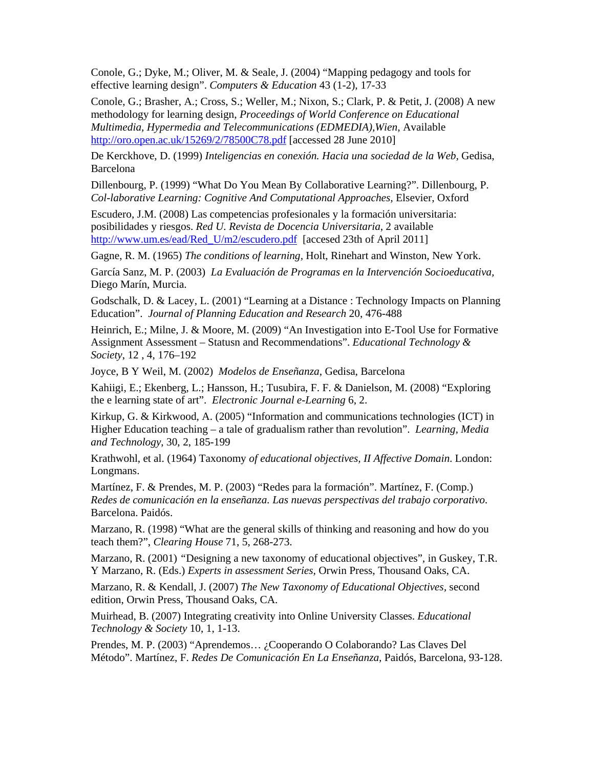Conole, G.; Dyke, M.; Oliver, M. & Seale, J. (2004) “Mapping pedagogy and tools for effective learning design”. *Computers & Education* 43 (1-2), 17-33

Conole, G.; Brasher, A.; Cross, S.; Weller, M.; Nixon, S.; Clark, P. & Petit, J. (2008) A new methodology for learning design, *Proceedings of World Conference on Educational Multimedia, Hypermedia and Telecommunications (EDMEDIA),Wien*, Available http://oro.open.ac.uk/15269/2/78500C78.pdf [accessed 28 June 2010]

De Kerckhove, D. (1999) *Inteligencias en conexión. Hacia una sociedad de la Web*, Gedisa, Barcelona

Dillenbourg, P. (1999) “What Do You Mean By Collaborative Learning?”. Dillenbourg, P. *Col-laborative Learning: Cognitive And Computational Approaches*, Elsevier, Oxford

Escudero, J.M. (2008) Las competencias profesionales y la formación universitaria: posibilidades y riesgos. *Red U. Revista de Docencia Universitaria*, 2 available http://www.um.es/ead/Red_U/m2/escudero.pdf [accesed 23th of April 2011]

Gagne, R. M. (1965) *The conditions of learning*, Holt, Rinehart and Winston, New York.

García Sanz, M. P. (2003) *La Evaluación de Programas en la Intervención Socioeducativa*, Diego Marín, Murcia.

Godschalk, D. & Lacey, L. (2001) “Learning at a Distance : Technology Impacts on Planning Education”. *Journal of Planning Education and Research* 20, 476-488

Heinrich, E.; Milne, J. & Moore, M. (2009) “An Investigation into E-Tool Use for Formative Assignment Assessment – Statusn and Recommendations”. *Educational Technology & Society*, 12 , 4, 176–192

Joyce, B Y Weil, M. (2002) *Modelos de Enseñanza*, Gedisa, Barcelona

Kahiigi, E.; Ekenberg, L.; Hansson, H.; Tusubira, F. F. & Danielson, M. (2008) “Exploring the e learning state of art”. *Electronic Journal e-Learning* 6, 2.

Kirkup, G. & Kirkwood, A. (2005) “Information and communications technologies (ICT) in Higher Education teaching – a tale of gradualism rather than revolution”. *Learning, Media and Technology*, 30, 2, 185-199

Krathwohl, et al. (1964) Taxonomy *of educational objectives, II Affective Domain*. London: Longmans.

Martínez, F. & Prendes, M. P. (2003) “Redes para la formación”. Martínez, F. (Comp.) *Redes de comunicación en la enseñanza. Las nuevas perspectivas del trabajo corporativo.* Barcelona. Paidós.

Marzano, R. (1998) “What are the general skills of thinking and reasoning and how do you teach them?”, *Clearing House* 71, 5, 268-273.

Marzano, R. (2001) “Designing a new taxonomy of educational objectives”, in Guskey, T.R. Y Marzano, R. (Eds.) *Experts in assessment Series*, Orwin Press, Thousand Oaks, CA.

Marzano, R. & Kendall, J. (2007) *The New Taxonomy of Educational Objectives*, second edition, Orwin Press, Thousand Oaks, CA.

Muirhead, B. (2007) Integrating creativity into Online University Classes. *Educational Technology & Society* 10, 1, 1-13.

Prendes, M. P. (2003) “Aprendemos… ¿Cooperando O Colaborando? Las Claves Del Método”. Martínez, F. *Redes De Comunicación En La Enseñanza*, Paidós, Barcelona, 93-128.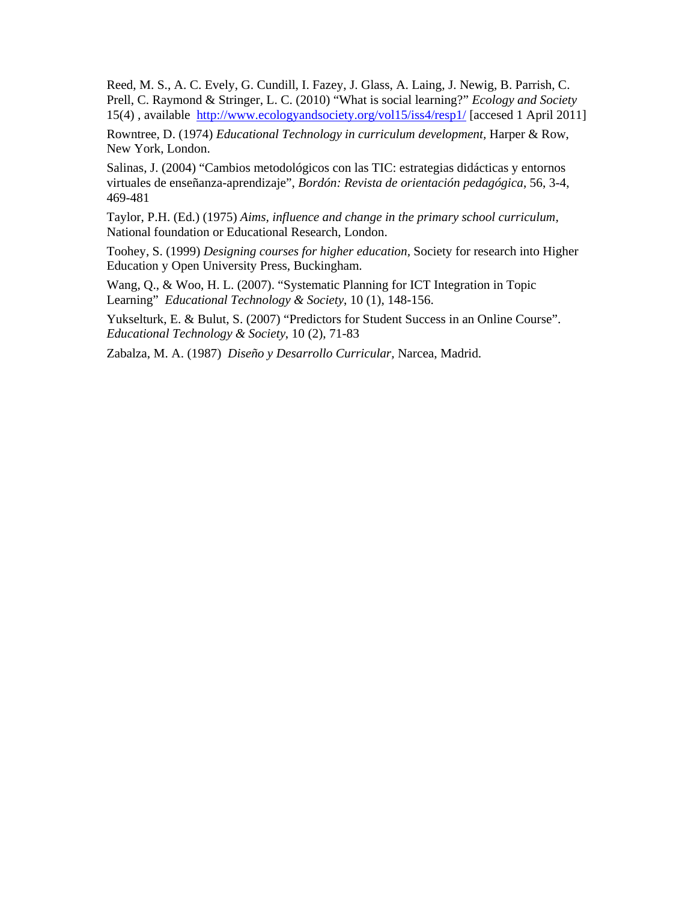Reed, M. S., A. C. Evely, G. Cundill, I. Fazey, J. Glass, A. Laing, J. Newig, B. Parrish, C. Prell, C. Raymond & Stringer, L. C. (2010) "What is social learning?" *Ecology and Society* 15(4) , available http://www.ecologyandsociety.org/vol15/iss4/resp1/ [accesed 1 April 2011]

Rowntree, D. (1974) *Educational Technology in curriculum development*, Harper & Row, New York, London.

Salinas, J. (2004) "Cambios metodológicos con las TIC: estrategias didácticas y entornos virtuales de enseñanza-aprendizaje", *Bordón: Revista de orientación pedagógica*, 56, 3-4, 469-481

Taylor, P.H. (Ed.) (1975) *Aims, influence and change in the primary school curriculum*, National foundation or Educational Research, London.

Toohey, S. (1999) *Designing courses for higher education*, Society for research into Higher Education y Open University Press, Buckingham.

Wang, Q., & Woo, H. L. (2007). "Systematic Planning for ICT Integration in Topic Learning" *Educational Technology & Society*, 10 (1), 148-156.

Yukselturk, E. & Bulut, S. (2007) "Predictors for Student Success in an Online Course". *Educational Technology & Society*, 10 (2), 71-83

Zabalza, M. A. (1987) *Diseño y Desarrollo Curricular*, Narcea, Madrid.